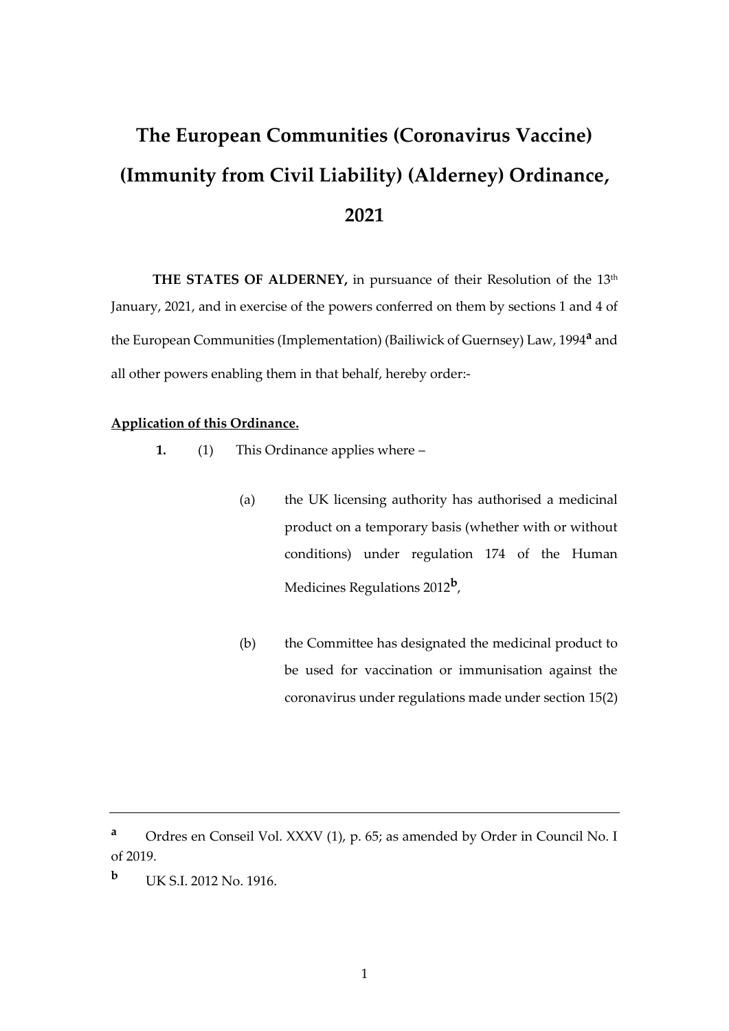# The European Communities (Coronavirus Vaccine) (Immunity from Civil Liability) (Alderney) Ordinance, 2021

**THE STATES OF ALDERNEY,** in pursuance of their Resolution of the 13th January, 2021, and in exercise of the powers conferred on them by sections 1 and 4 of the European Communities (Implementation) (Bailiwick of Guernsey) Law, 1994[a] and all other powers enabling them in that behalf, hereby order:-

**Application of this Ordinance.**

**1.** (1) This Ordinance applies where –

(a) the UK licensing authority has authorised a medicinal product on a temporary basis (whether with or without conditions) under regulation 174 of the Human Medicines Regulations 2012[b],

(b) the Committee has designated the medicinal product to be used for vaccination or immunisation against the coronavirus under regulations made under section 15(2)

---

[a] Ordres en Conseil Vol. XXXV (1), p. 65; as amended by Order in Council No. I of 2019.

[b] UK S.I. 2012 No. 1916.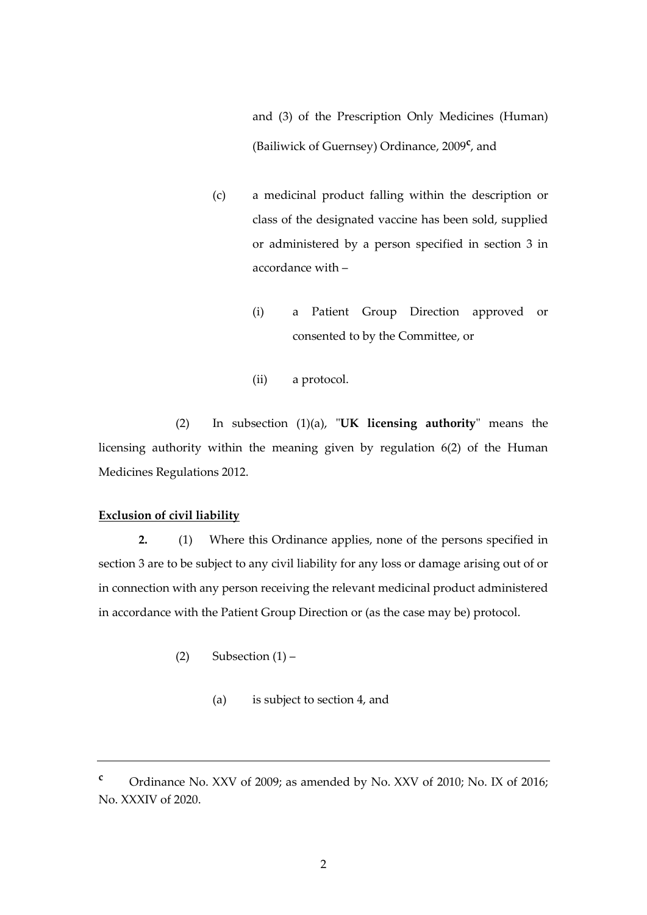and (3) of the Prescription Only Medicines (Human) (Bailiwick of Guernsey) Ordinance, 2009[c], and

(c) a medicinal product falling within the description or class of the designated vaccine has been sold, supplied or administered by a person specified in section 3 in accordance with –

(i) a Patient Group Direction approved or consented to by the Committee, or

(ii) a protocol.

(2) In subsection (1)(a), "**UK licensing authority**" means the licensing authority within the meaning given by regulation 6(2) of the Human Medicines Regulations 2012.

**Exclusion of civil liability**

**2.** (1) Where this Ordinance applies, none of the persons specified in section 3 are to be subject to any civil liability for any loss or damage arising out of or in connection with any person receiving the relevant medicinal product administered in accordance with the Patient Group Direction or (as the case may be) protocol.

(2) Subsection (1) –

(a) is subject to section 4, and

---

[c] Ordinance No. XXV of 2009; as amended by No. XXV of 2010; No. IX of 2016; No. XXXIV of 2020.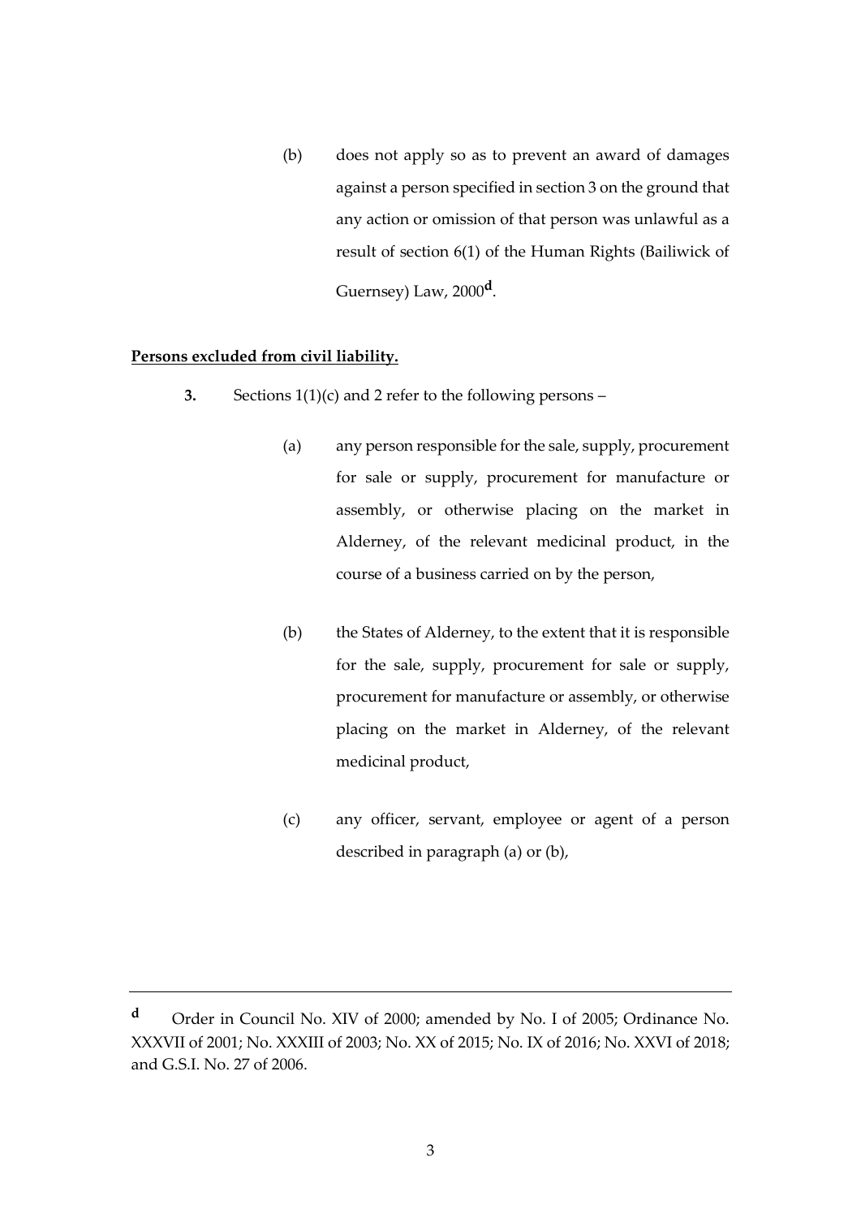(b) does not apply so as to prevent an award of damages against a person specified in section 3 on the ground that any action or omission of that person was unlawful as a result of section 6(1) of the Human Rights (Bailiwick of Guernsey) Law, 2000[d].

**Persons excluded from civil liability.**

**3.** Sections 1(1)(c) and 2 refer to the following persons –

(a) any person responsible for the sale, supply, procurement for sale or supply, procurement for manufacture or assembly, or otherwise placing on the market in Alderney, of the relevant medicinal product, in the course of a business carried on by the person,

(b) the States of Alderney, to the extent that it is responsible for the sale, supply, procurement for sale or supply, procurement for manufacture or assembly, or otherwise placing on the market in Alderney, of the relevant medicinal product,

(c) any officer, servant, employee or agent of a person described in paragraph (a) or (b),

---

[d] Order in Council No. XIV of 2000; amended by No. I of 2005; Ordinance No. XXXVII of 2001; No. XXXIII of 2003; No. XX of 2015; No. IX of 2016; No. XXVI of 2018; and G.S.I. No. 27 of 2006.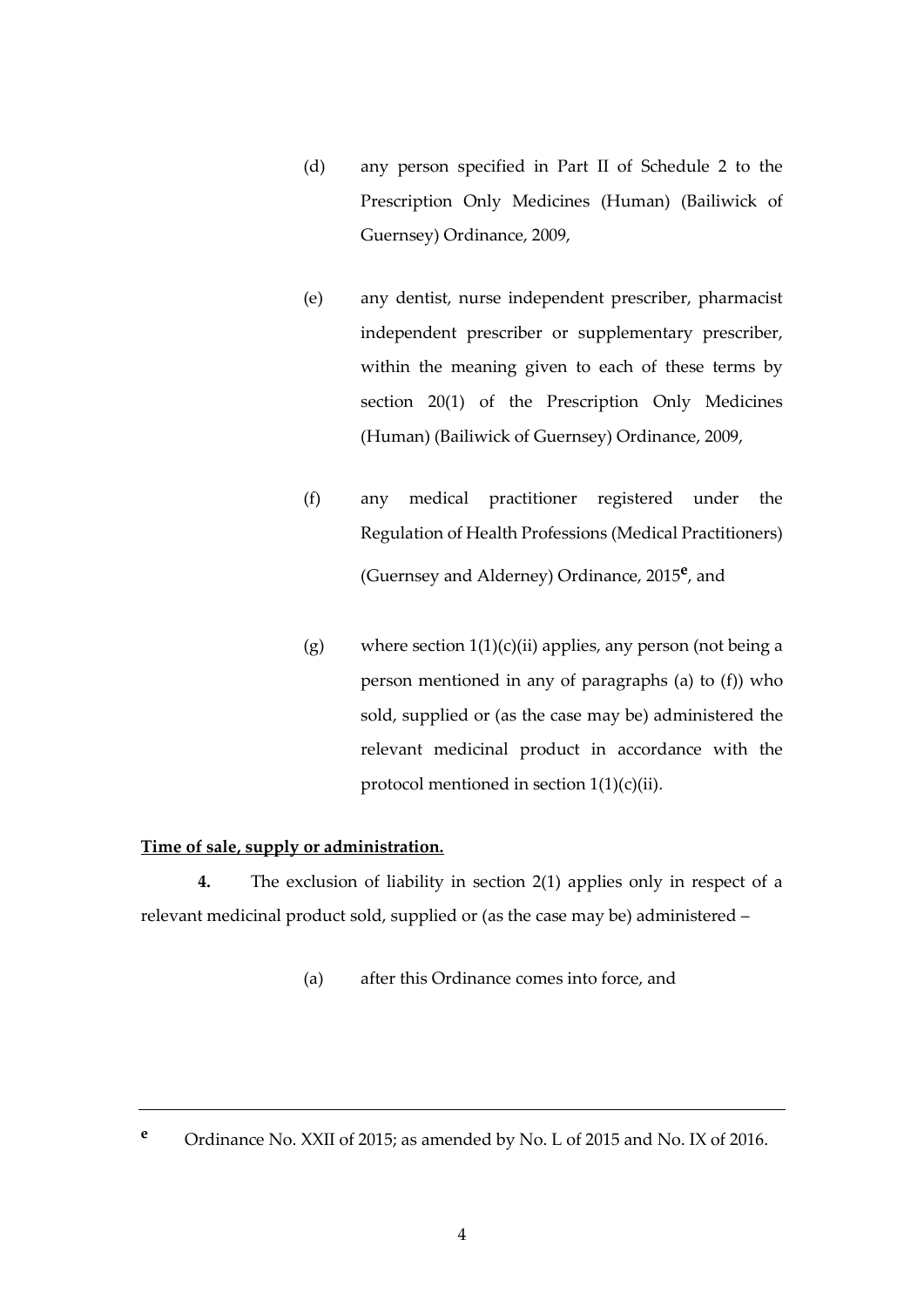(d) any person specified in Part II of Schedule 2 to the Prescription Only Medicines (Human) (Bailiwick of Guernsey) Ordinance, 2009,

(e) any dentist, nurse independent prescriber, pharmacist independent prescriber or supplementary prescriber, within the meaning given to each of these terms by section 20(1) of the Prescription Only Medicines (Human) (Bailiwick of Guernsey) Ordinance, 2009,

(f) any medical practitioner registered under the Regulation of Health Professions (Medical Practitioners) (Guernsey and Alderney) Ordinance, 2015[e], and

(g) where section 1(1)(c)(ii) applies, any person (not being a person mentioned in any of paragraphs (a) to (f)) who sold, supplied or (as the case may be) administered the relevant medicinal product in accordance with the protocol mentioned in section 1(1)(c)(ii).

**Time of sale, supply or administration.**

**4.** The exclusion of liability in section 2(1) applies only in respect of a relevant medicinal product sold, supplied or (as the case may be) administered –

(a) after this Ordinance comes into force, and

---

[e] Ordinance No. XXII of 2015; as amended by No. L of 2015 and No. IX of 2016.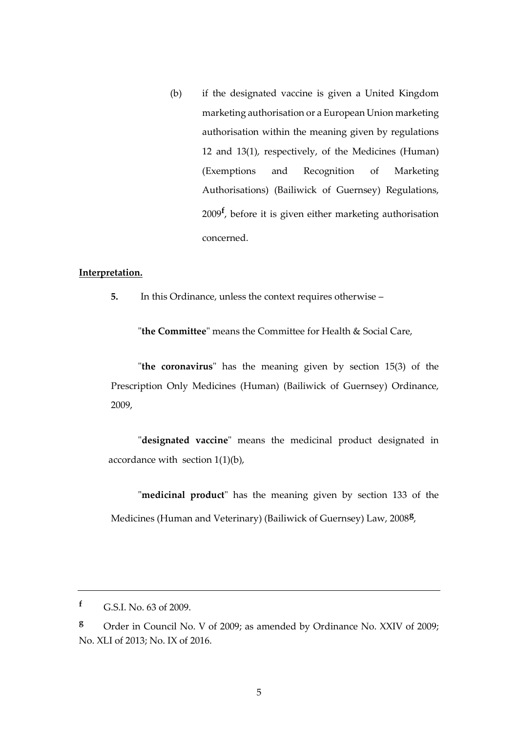(b) if the designated vaccine is given a United Kingdom marketing authorisation or a European Union marketing authorisation within the meaning given by regulations 12 and 13(1), respectively, of the Medicines (Human) (Exemptions and Recognition of Marketing Authorisations) (Bailiwick of Guernsey) Regulations, 2009[f], before it is given either marketing authorisation concerned.

**Interpretation.**

**5.** In this Ordinance, unless the context requires otherwise –

"**the Committee**" means the Committee for Health & Social Care,

"**the coronavirus**" has the meaning given by section 15(3) of the Prescription Only Medicines (Human) (Bailiwick of Guernsey) Ordinance, 2009,

"**designated vaccine**" means the medicinal product designated in accordance with section 1(1)(b),

"**medicinal product**" has the meaning given by section 133 of the Medicines (Human and Veterinary) (Bailiwick of Guernsey) Law, 2008[g],

---

[f] G.S.I. No. 63 of 2009.

[g] Order in Council No. V of 2009; as amended by Ordinance No. XXIV of 2009; No. XLI of 2013; No. IX of 2016.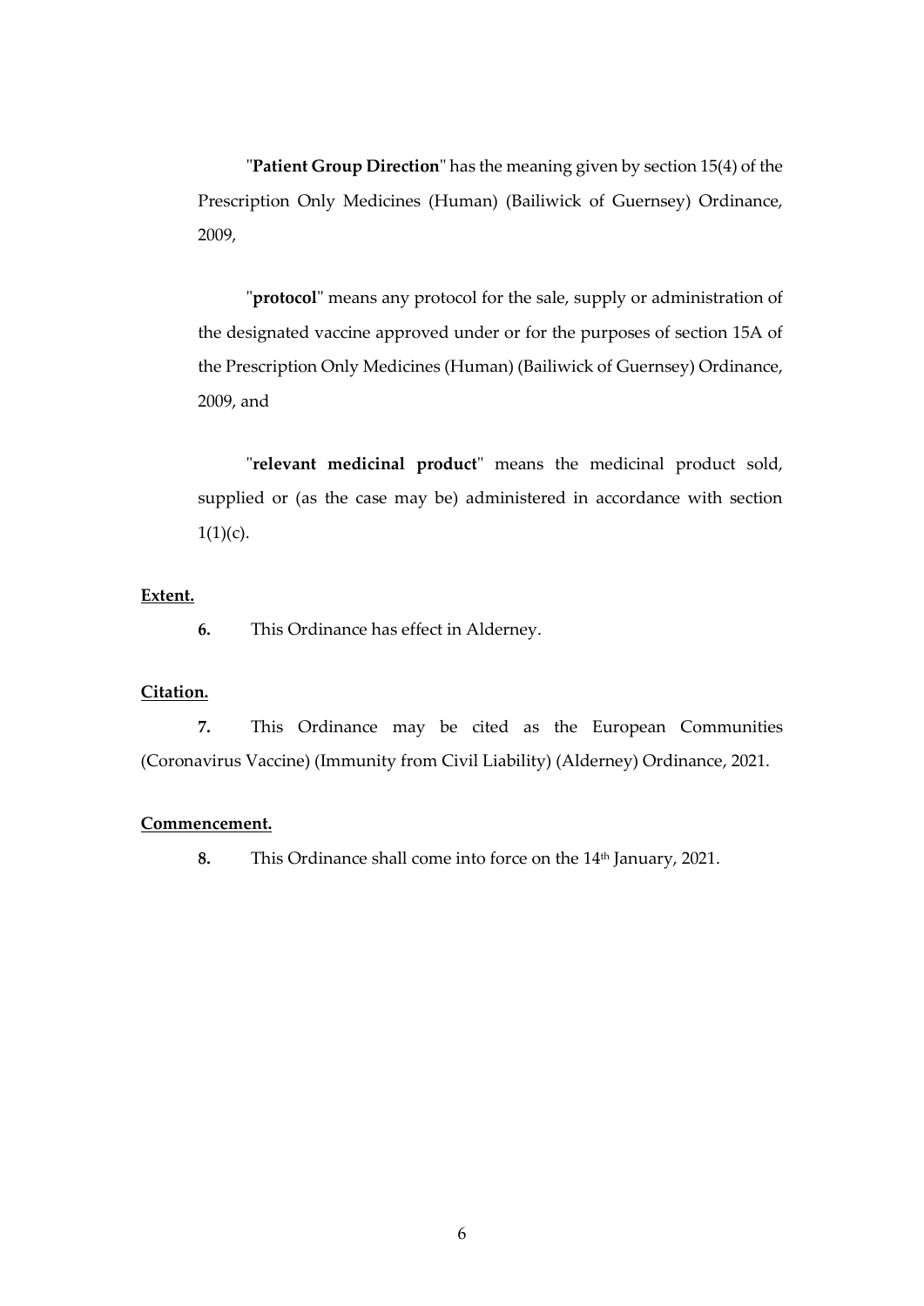"**Patient Group Direction**" has the meaning given by section 15(4) of the Prescription Only Medicines (Human) (Bailiwick of Guernsey) Ordinance, 2009,

"**protocol**" means any protocol for the sale, supply or administration of the designated vaccine approved under or for the purposes of section 15A of the Prescription Only Medicines (Human) (Bailiwick of Guernsey) Ordinance, 2009, and

"**relevant medicinal product**" means the medicinal product sold, supplied or (as the case may be) administered in accordance with section 1(1)(c).

**Extent.**

**6.** This Ordinance has effect in Alderney.

**Citation.**

**7.** This Ordinance may be cited as the European Communities (Coronavirus Vaccine) (Immunity from Civil Liability) (Alderney) Ordinance, 2021.

**Commencement.**

**8.** This Ordinance shall come into force on the 14th January, 2021.